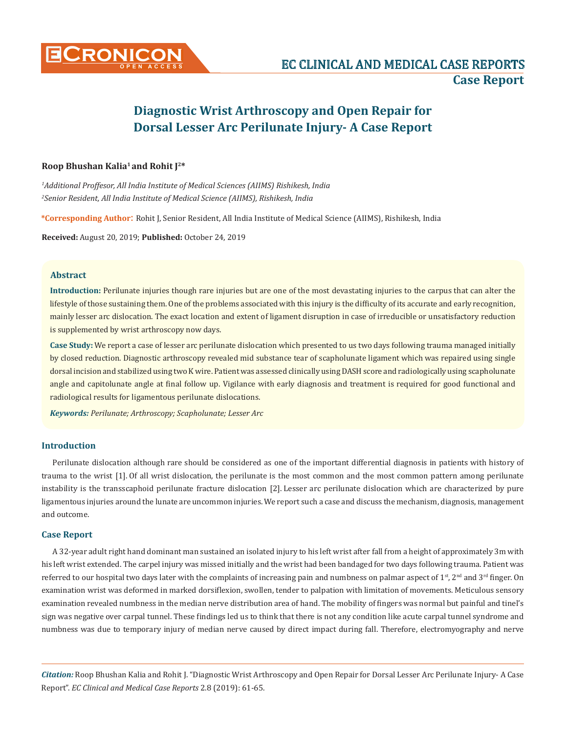# Diagnostic Wrist Arthroscopy and Open Repair for Dorsal Lesser Arc Perilunate Injury- A Case Report

**Roop Bhushan Kalia[1] and Rohit J[2]***

*[1]Additional Proffesor, All India Institute of Medical Sciences (AIIMS) Rishikesh, India*
*[2]Senior Resident, All India Institute of Medical Science (AIIMS), Rishikesh, India*

**\*Corresponding Author**: Rohit J, Senior Resident, All India Institute of Medical Science (AIIMS), Rishikesh, India

**Received:** August 20, 2019; **Published:** October 24, 2019

## Abstract

**Introduction:** Perilunate injuries though rare injuries but are one of the most devastating injuries to the carpus that can alter the lifestyle of those sustaining them. One of the problems associated with this injury is the difficulty of its accurate and early recognition, mainly lesser arc dislocation. The exact location and extent of ligament disruption in case of irreducible or unsatisfactory reduction is supplemented by wrist arthroscopy now days.

**Case Study:** We report a case of lesser arc perilunate dislocation which presented to us two days following trauma managed initially by closed reduction. Diagnostic arthroscopy revealed mid substance tear of scapholunate ligament which was repaired using single dorsal incision and stabilized using two K wire. Patient was assessed clinically using DASH score and radiologically using scapholunate angle and capitolunate angle at final follow up. Vigilance with early diagnosis and treatment is required for good functional and radiological results for ligamentous perilunate dislocations.

***Keywords:*** *Perilunate; Arthroscopy; Scapholunate; Lesser Arc*

## Introduction

Perilunate dislocation although rare should be considered as one of the important differential diagnosis in patients with history of trauma to the wrist [1]. Of all wrist dislocation, the perilunate is the most common and the most common pattern among perilunate instability is the transscaphoid perilunate fracture dislocation [2]. Lesser arc perilunate dislocation which are characterized by pure ligamentous injuries around the lunate are uncommon injuries. We report such a case and discuss the mechanism, diagnosis, management and outcome.

## Case Report

A 32-year adult right hand dominant man sustained an isolated injury to his left wrist after fall from a height of approximately 3m with his left wrist extended. The carpel injury was missed initially and the wrist had been bandaged for two days following trauma. Patient was referred to our hospital two days later with the complaints of increasing pain and numbness on palmar aspect of 1st, 2nd and 3rd finger. On examination wrist was deformed in marked dorsiflexion, swollen, tender to palpation with limitation of movements. Meticulous sensory examination revealed numbness in the median nerve distribution area of hand. The mobility of fingers was normal but painful and tinel's sign was negative over carpal tunnel. These findings led us to think that there is not any condition like acute carpal tunnel syndrome and numbness was due to temporary injury of median nerve caused by direct impact during fall. Therefore, electromyography and nerve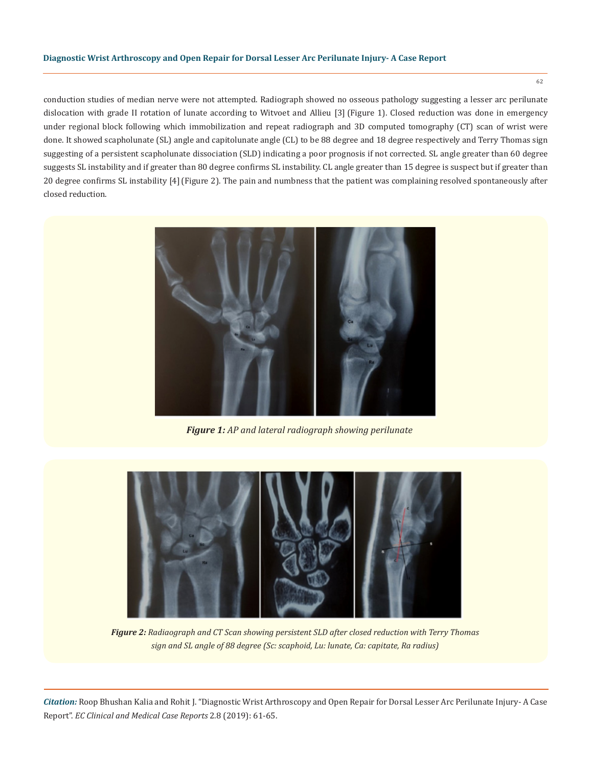conduction studies of median nerve were not attempted. Radiograph showed no osseous pathology suggesting a lesser arc perilunate dislocation with grade II rotation of lunate according to Witvoet and Allieu [3] (Figure 1). Closed reduction was done in emergency under regional block following which immobilization and repeat radiograph and 3D computed tomography (CT) scan of wrist were done. It showed scapholunate (SL) angle and capitolunate angle (CL) to be 88 degree and 18 degree respectively and Terry Thomas sign suggesting of a persistent scapholunate dissociation (SLD) indicating a poor prognosis if not corrected. SL angle greater than 60 degree suggests SL instability and if greater than 80 degree confirms SL instability. CL angle greater than 15 degree is suspect but if greater than 20 degree confirms SL instability [4] (Figure 2). The pain and numbness that the patient was complaining resolved spontaneously after closed reduction.

***Figure 1:*** *AP and lateral radiograph showing perilunate*

***Figure 2:*** *Radiaograph and CT Scan showing persistent SLD after closed reduction with Terry Thomas sign and SL angle of 88 degree (Sc: scaphoid, Lu: lunate, Ca: capitate, Ra radius)*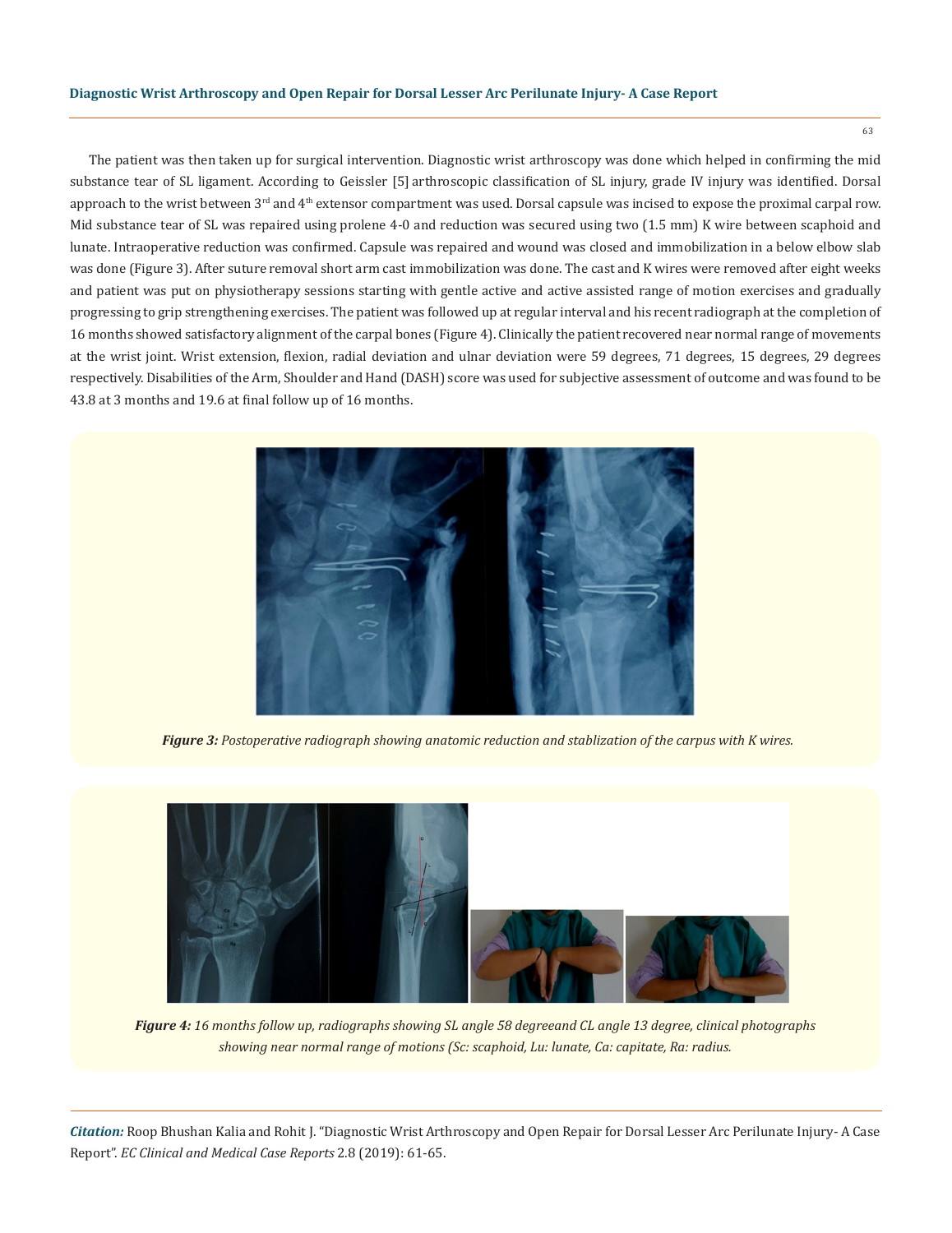The patient was then taken up for surgical intervention. Diagnostic wrist arthroscopy was done which helped in confirming the mid substance tear of SL ligament. According to Geissler [5] arthroscopic classification of SL injury, grade IV injury was identified. Dorsal approach to the wrist between 3rd and 4th extensor compartment was used. Dorsal capsule was incised to expose the proximal carpal row. Mid substance tear of SL was repaired using prolene 4-0 and reduction was secured using two (1.5 mm) K wire between scaphoid and lunate. Intraoperative reduction was confirmed. Capsule was repaired and wound was closed and immobilization in a below elbow slab was done (Figure 3). After suture removal short arm cast immobilization was done. The cast and K wires were removed after eight weeks and patient was put on physiotherapy sessions starting with gentle active and active assisted range of motion exercises and gradually progressing to grip strengthening exercises. The patient was followed up at regular interval and his recent radiograph at the completion of 16 months showed satisfactory alignment of the carpal bones (Figure 4). Clinically the patient recovered near normal range of movements at the wrist joint. Wrist extension, flexion, radial deviation and ulnar deviation were 59 degrees, 71 degrees, 15 degrees, 29 degrees respectively. Disabilities of the Arm, Shoulder and Hand (DASH) score was used for subjective assessment of outcome and was found to be 43.8 at 3 months and 19.6 at final follow up of 16 months.

***Figure 3:*** *Postoperative radiograph showing anatomic reduction and stablization of the carpus with K wires.*

***Figure 4:*** *16 months follow up, radiographs showing SL angle 58 degreeand CL angle 13 degree, clinical photographs showing near normal range of motions (Sc: scaphoid, Lu: lunate, Ca: capitate, Ra: radius.*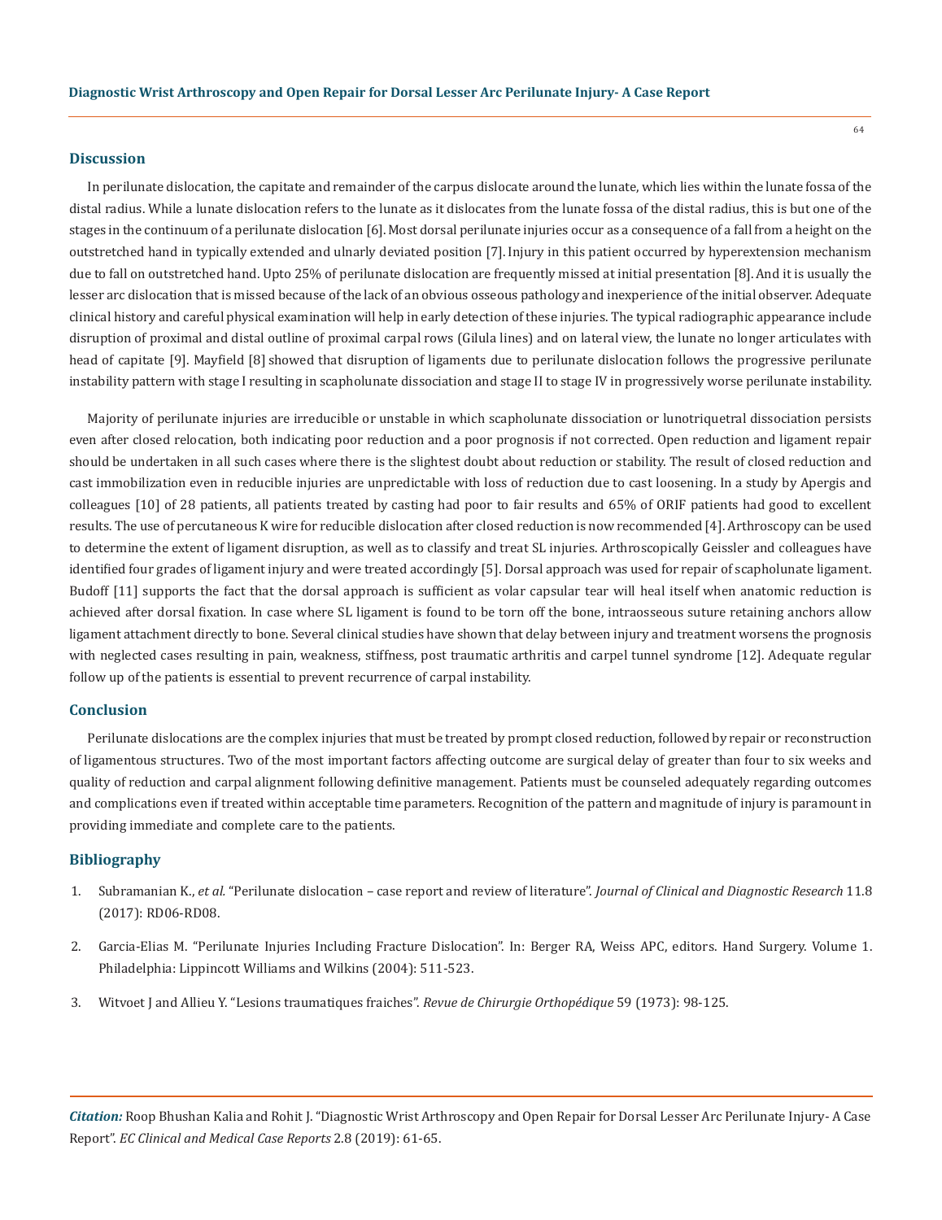## Discussion

In perilunate dislocation, the capitate and remainder of the carpus dislocate around the lunate, which lies within the lunate fossa of the distal radius. While a lunate dislocation refers to the lunate as it dislocates from the lunate fossa of the distal radius, this is but one of the stages in the continuum of a perilunate dislocation [6]. Most dorsal perilunate injuries occur as a consequence of a fall from a height on the outstretched hand in typically extended and ulnarly deviated position [7]. Injury in this patient occurred by hyperextension mechanism due to fall on outstretched hand. Upto 25% of perilunate dislocation are frequently missed at initial presentation [8]. And it is usually the lesser arc dislocation that is missed because of the lack of an obvious osseous pathology and inexperience of the initial observer. Adequate clinical history and careful physical examination will help in early detection of these injuries. The typical radiographic appearance include disruption of proximal and distal outline of proximal carpal rows (Gilula lines) and on lateral view, the lunate no longer articulates with head of capitate [9]. Mayfield [8] showed that disruption of ligaments due to perilunate dislocation follows the progressive perilunate instability pattern with stage I resulting in scapholunate dissociation and stage II to stage IV in progressively worse perilunate instability.

Majority of perilunate injuries are irreducible or unstable in which scapholunate dissociation or lunotriquetral dissociation persists even after closed relocation, both indicating poor reduction and a poor prognosis if not corrected. Open reduction and ligament repair should be undertaken in all such cases where there is the slightest doubt about reduction or stability. The result of closed reduction and cast immobilization even in reducible injuries are unpredictable with loss of reduction due to cast loosening. In a study by Apergis and colleagues [10] of 28 patients, all patients treated by casting had poor to fair results and 65% of ORIF patients had good to excellent results. The use of percutaneous K wire for reducible dislocation after closed reduction is now recommended [4]. Arthroscopy can be used to determine the extent of ligament disruption, as well as to classify and treat SL injuries. Arthroscopically Geissler and colleagues have identified four grades of ligament injury and were treated accordingly [5]. Dorsal approach was used for repair of scapholunate ligament. Budoff [11] supports the fact that the dorsal approach is sufficient as volar capsular tear will heal itself when anatomic reduction is achieved after dorsal fixation. In case where SL ligament is found to be torn off the bone, intraosseous suture retaining anchors allow ligament attachment directly to bone. Several clinical studies have shown that delay between injury and treatment worsens the prognosis with neglected cases resulting in pain, weakness, stiffness, post traumatic arthritis and carpel tunnel syndrome [12]. Adequate regular follow up of the patients is essential to prevent recurrence of carpal instability.

## Conclusion

Perilunate dislocations are the complex injuries that must be treated by prompt closed reduction, followed by repair or reconstruction of ligamentous structures. Two of the most important factors affecting outcome are surgical delay of greater than four to six weeks and quality of reduction and carpal alignment following definitive management. Patients must be counseled adequately regarding outcomes and complications even if treated within acceptable time parameters. Recognition of the pattern and magnitude of injury is paramount in providing immediate and complete care to the patients.

## Bibliography

1. Subramanian K., *et al.* "Perilunate dislocation – case report and review of literature". *Journal of Clinical and Diagnostic Research* 11.8 (2017): RD06-RD08.
2. Garcia-Elias M. "Perilunate Injuries Including Fracture Dislocation". In: Berger RA, Weiss APC, editors. Hand Surgery. Volume 1. Philadelphia: Lippincott Williams and Wilkins (2004): 511-523.
3. Witvoet J and Allieu Y. "Lesions traumatiques fraiches". *Revue de Chirurgie Orthopédique* 59 (1973): 98-125.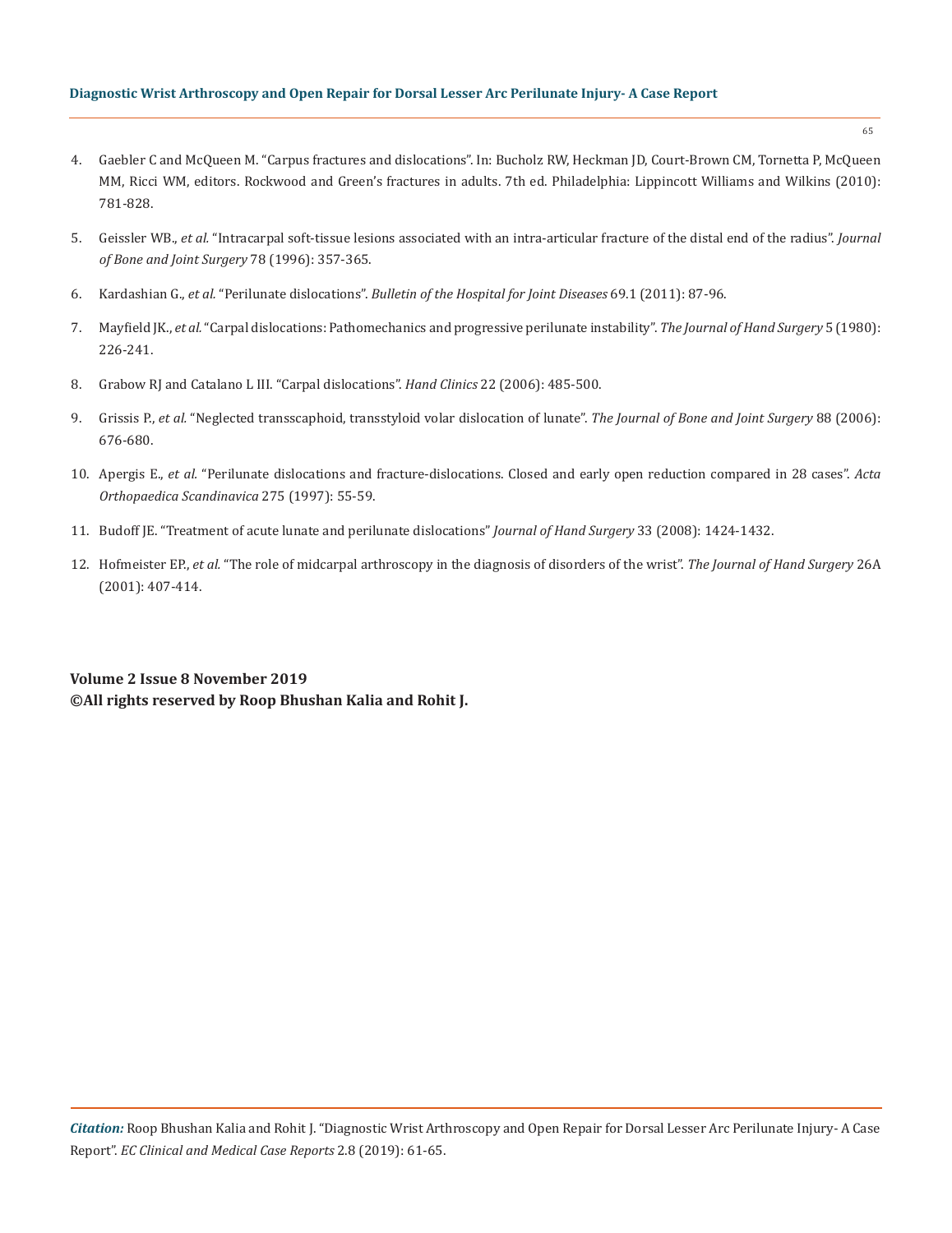4. Gaebler C and McQueen M. "Carpus fractures and dislocations". In: Bucholz RW, Heckman JD, Court-Brown CM, Tornetta P, McQueen MM, Ricci WM, editors. Rockwood and Green's fractures in adults. 7th ed. Philadelphia: Lippincott Williams and Wilkins (2010): 781-828.

5. Geissler WB., *et al.* "Intracarpal soft-tissue lesions associated with an intra-articular fracture of the distal end of the radius". *Journal of Bone and Joint Surgery* 78 (1996): 357-365.

6. Kardashian G., *et al.* "Perilunate dislocations". *Bulletin of the Hospital for Joint Diseases* 69.1 (2011): 87-96.

7. Mayfield JK., *et al.* "Carpal dislocations: Pathomechanics and progressive perilunate instability". *The Journal of Hand Surgery* 5 (1980): 226-241.

8. Grabow RJ and Catalano L III. "Carpal dislocations". *Hand Clinics* 22 (2006): 485-500.

9. Grissis P., *et al.* "Neglected transscaphoid, transstyloid volar dislocation of lunate". *The Journal of Bone and Joint Surgery* 88 (2006): 676-680.

10. Apergis E., *et al.* "Perilunate dislocations and fracture-dislocations. Closed and early open reduction compared in 28 cases". *Acta Orthopaedica Scandinavica* 275 (1997): 55-59.

11. Budoff JE. "Treatment of acute lunate and perilunate dislocations" *Journal of Hand Surgery* 33 (2008): 1424-1432.

12. Hofmeister EP., *et al.* "The role of midcarpal arthroscopy in the diagnosis of disorders of the wrist". *The Journal of Hand Surgery* 26A (2001): 407-414.

**Volume 2 Issue 8 November 2019**
**©All rights reserved by Roop Bhushan Kalia and Rohit J.**